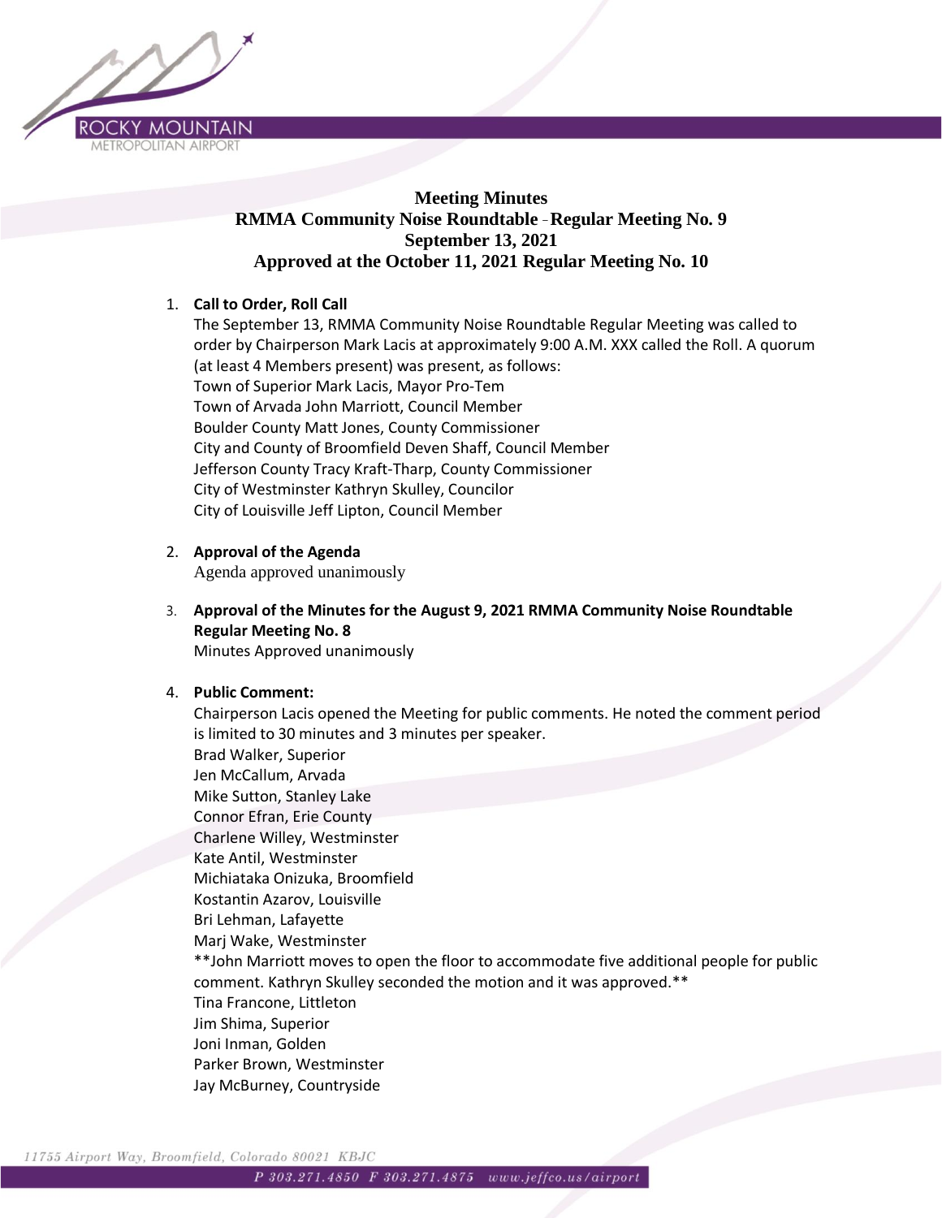# Meeting Minutes
## RMMA Community Noise Roundtable - Regular Meeting No. 9
## September 13, 2021
## Approved at the October 11, 2021 Regular Meeting No. 10

1. **Call to Order, Roll Call**

   The September 13, RMMA Community Noise Roundtable Regular Meeting was called to order by Chairperson Mark Lacis at approximately 9:00 A.M. XXX called the Roll. A quorum (at least 4 Members present) was present, as follows:

   Town of Superior Mark Lacis, Mayor Pro-Tem
   Town of Arvada John Marriott, Council Member
   Boulder County Matt Jones, County Commissioner
   City and County of Broomfield Deven Shaff, Council Member
   Jefferson County Tracy Kraft-Tharp, County Commissioner
   City of Westminster Kathryn Skulley, Councilor
   City of Louisville Jeff Lipton, Council Member

2. **Approval of the Agenda**

   Agenda approved unanimously

3. **Approval of the Minutes for the August 9, 2021 RMMA Community Noise Roundtable Regular Meeting No. 8**

   Minutes Approved unanimously

4. **Public Comment:**

   Chairperson Lacis opened the Meeting for public comments. He noted the comment period is limited to 30 minutes and 3 minutes per speaker.

   Brad Walker, Superior
   Jen McCallum, Arvada
   Mike Sutton, Stanley Lake
   Connor Efran, Erie County
   Charlene Willey, Westminster
   Kate Antil, Westminster
   Michiataka Onizuka, Broomfield
   Kostantin Azarov, Louisville
   Bri Lehman, Lafayette
   Marj Wake, Westminster

   **John Marriott moves to open the floor to accommodate five additional people for public comment. Kathryn Skulley seconded the motion and it was approved.**

   Tina Francone, Littleton
   Jim Shima, Superior
   Joni Inman, Golden
   Parker Brown, Westminster
   Jay McBurney, Countryside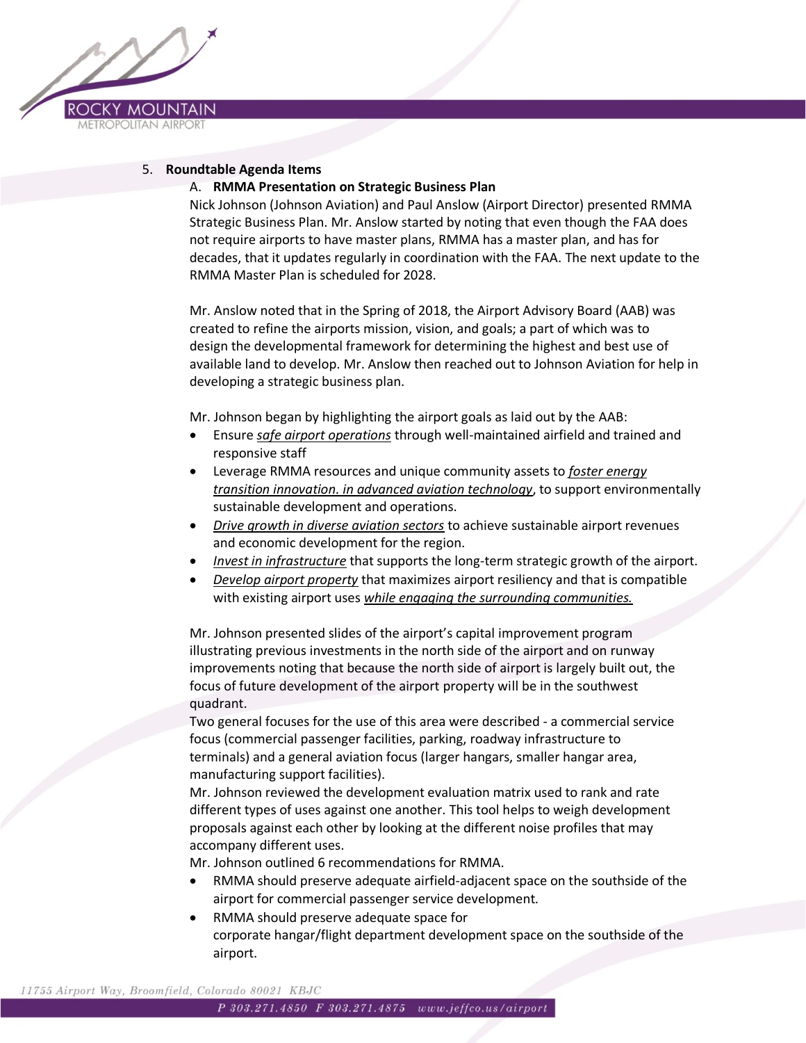5. **Roundtable Agenda Items**

   A. **RMMA Presentation on Strategic Business Plan**

   Nick Johnson (Johnson Aviation) and Paul Anslow (Airport Director) presented RMMA Strategic Business Plan. Mr. Anslow started by noting that even though the FAA does not require airports to have master plans, RMMA has a master plan, and has for decades, that it updates regularly in coordination with the FAA. The next update to the RMMA Master Plan is scheduled for 2028.

   Mr. Anslow noted that in the Spring of 2018, the Airport Advisory Board (AAB) was created to refine the airports mission, vision, and goals; a part of which was to design the developmental framework for determining the highest and best use of available land to develop. Mr. Anslow then reached out to Johnson Aviation for help in developing a strategic business plan.

   Mr. Johnson began by highlighting the airport goals as laid out by the AAB:

   - Ensure ***safe airport operations*** through well-maintained airfield and trained and responsive staff
   - Leverage RMMA resources and unique community assets to ***foster energy transition innovation. in advanced aviation technology***, to support environmentally sustainable development and operations.
   - ***Drive growth in diverse aviation sectors*** to achieve sustainable airport revenues and economic development for the region.
   - ***Invest in infrastructure*** that supports the long-term strategic growth of the airport.
   - ***Develop airport property*** that maximizes airport resiliency and that is compatible with existing airport uses ***while engaging the surrounding communities.***

   Mr. Johnson presented slides of the airport's capital improvement program illustrating previous investments in the north side of the airport and on runway improvements noting that because the north side of airport is largely built out, the focus of future development of the airport property will be in the southwest quadrant.

   Two general focuses for the use of this area were described - a commercial service focus (commercial passenger facilities, parking, roadway infrastructure to terminals) and a general aviation focus (larger hangars, smaller hangar area, manufacturing support facilities).

   Mr. Johnson reviewed the development evaluation matrix used to rank and rate different types of uses against one another. This tool helps to weigh development proposals against each other by looking at the different noise profiles that may accompany different uses.

   Mr. Johnson outlined 6 recommendations for RMMA.

   - RMMA should preserve adequate airfield-adjacent space on the southside of the airport for commercial passenger service development.
   - RMMA should preserve adequate space for corporate hangar/flight department development space on the southside of the airport.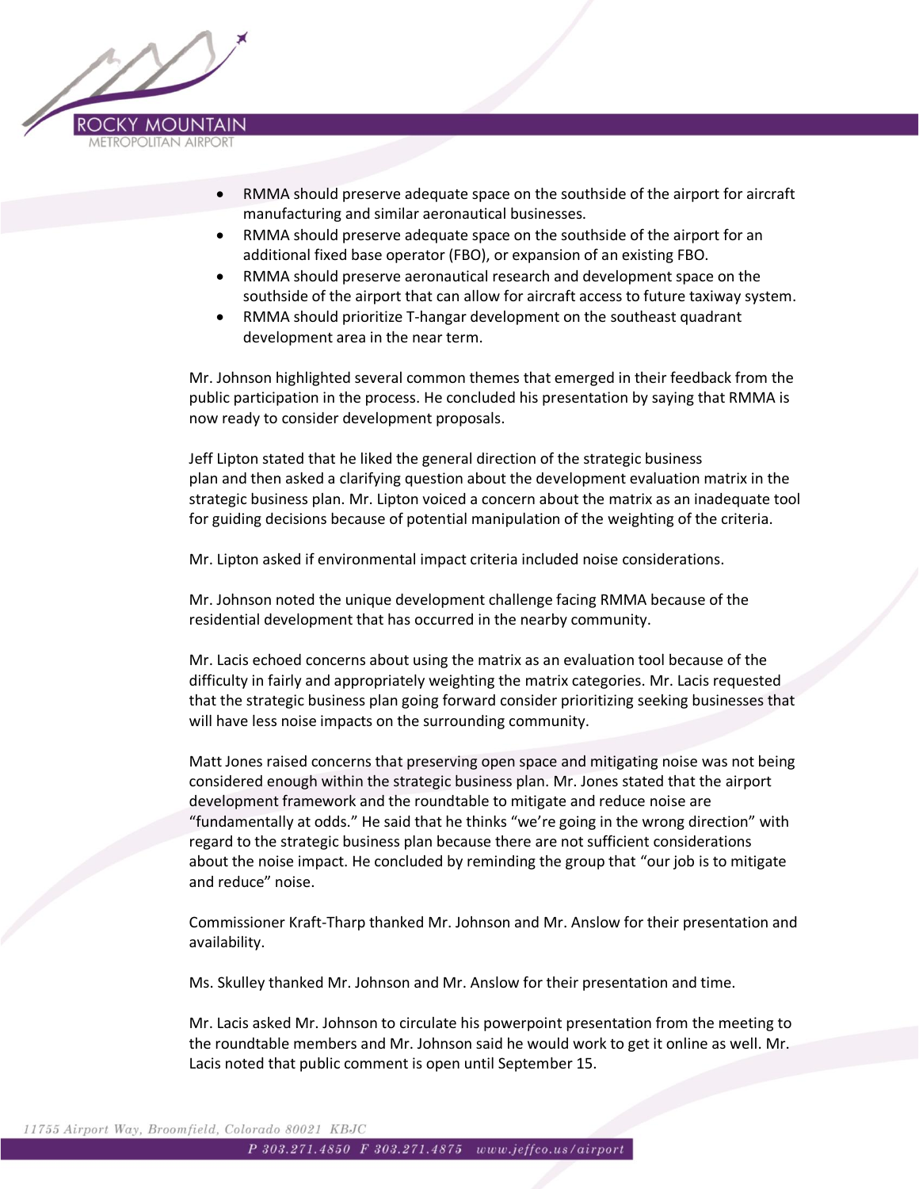- RMMA should preserve adequate space on the southside of the airport for aircraft manufacturing and similar aeronautical businesses.
- RMMA should preserve adequate space on the southside of the airport for an additional fixed base operator (FBO), or expansion of an existing FBO.
- RMMA should preserve aeronautical research and development space on the southside of the airport that can allow for aircraft access to future taxiway system.
- RMMA should prioritize T-hangar development on the southeast quadrant development area in the near term.

Mr. Johnson highlighted several common themes that emerged in their feedback from the public participation in the process. He concluded his presentation by saying that RMMA is now ready to consider development proposals.

Jeff Lipton stated that he liked the general direction of the strategic business plan and then asked a clarifying question about the development evaluation matrix in the strategic business plan. Mr. Lipton voiced a concern about the matrix as an inadequate tool for guiding decisions because of potential manipulation of the weighting of the criteria.

Mr. Lipton asked if environmental impact criteria included noise considerations.

Mr. Johnson noted the unique development challenge facing RMMA because of the residential development that has occurred in the nearby community.

Mr. Lacis echoed concerns about using the matrix as an evaluation tool because of the difficulty in fairly and appropriately weighting the matrix categories. Mr. Lacis requested that the strategic business plan going forward consider prioritizing seeking businesses that will have less noise impacts on the surrounding community.

Matt Jones raised concerns that preserving open space and mitigating noise was not being considered enough within the strategic business plan. Mr. Jones stated that the airport development framework and the roundtable to mitigate and reduce noise are "fundamentally at odds." He said that he thinks "we're going in the wrong direction" with regard to the strategic business plan because there are not sufficient considerations about the noise impact. He concluded by reminding the group that "our job is to mitigate and reduce" noise.

Commissioner Kraft-Tharp thanked Mr. Johnson and Mr. Anslow for their presentation and availability.

Ms. Skulley thanked Mr. Johnson and Mr. Anslow for their presentation and time.

Mr. Lacis asked Mr. Johnson to circulate his powerpoint presentation from the meeting to the roundtable members and Mr. Johnson said he would work to get it online as well. Mr. Lacis noted that public comment is open until September 15.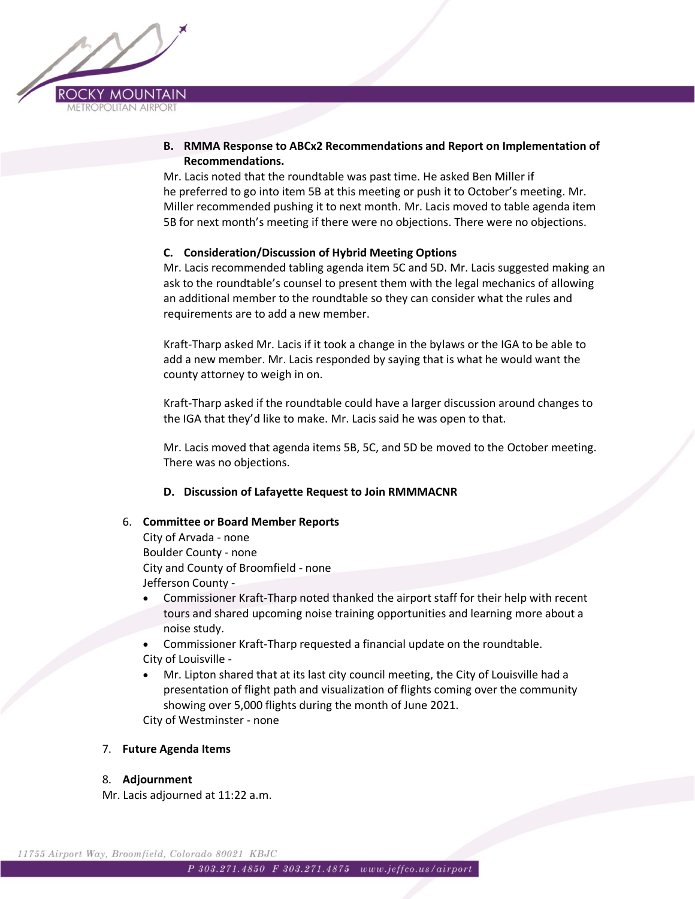**B. RMMA Response to ABCx2 Recommendations and Report on Implementation of Recommendations.**

Mr. Lacis noted that the roundtable was past time. He asked Ben Miller if he preferred to go into item 5B at this meeting or push it to October's meeting. Mr. Miller recommended pushing it to next month. Mr. Lacis moved to table agenda item 5B for next month's meeting if there were no objections. There were no objections.

**C. Consideration/Discussion of Hybrid Meeting Options**

Mr. Lacis recommended tabling agenda item 5C and 5D. Mr. Lacis suggested making an ask to the roundtable's counsel to present them with the legal mechanics of allowing an additional member to the roundtable so they can consider what the rules and requirements are to add a new member.

Kraft-Tharp asked Mr. Lacis if it took a change in the bylaws or the IGA to be able to add a new member. Mr. Lacis responded by saying that is what he would want the county attorney to weigh in on.

Kraft-Tharp asked if the roundtable could have a larger discussion around changes to the IGA that they'd like to make. Mr. Lacis said he was open to that.

Mr. Lacis moved that agenda items 5B, 5C, and 5D be moved to the October meeting. There was no objections.

**D. Discussion of Lafayette Request to Join RMMMACNR**

6. **Committee or Board Member Reports**

City of Arvada - none
Boulder County - none
City and County of Broomfield - none
Jefferson County -

- Commissioner Kraft-Tharp noted thanked the airport staff for their help with recent tours and shared upcoming noise training opportunities and learning more about a noise study.
- Commissioner Kraft-Tharp requested a financial update on the roundtable.

City of Louisville -

- Mr. Lipton shared that at its last city council meeting, the City of Louisville had a presentation of flight path and visualization of flights coming over the community showing over 5,000 flights during the month of June 2021.

City of Westminster - none

7. **Future Agenda Items**

8. **Adjournment**

Mr. Lacis adjourned at 11:22 a.m.